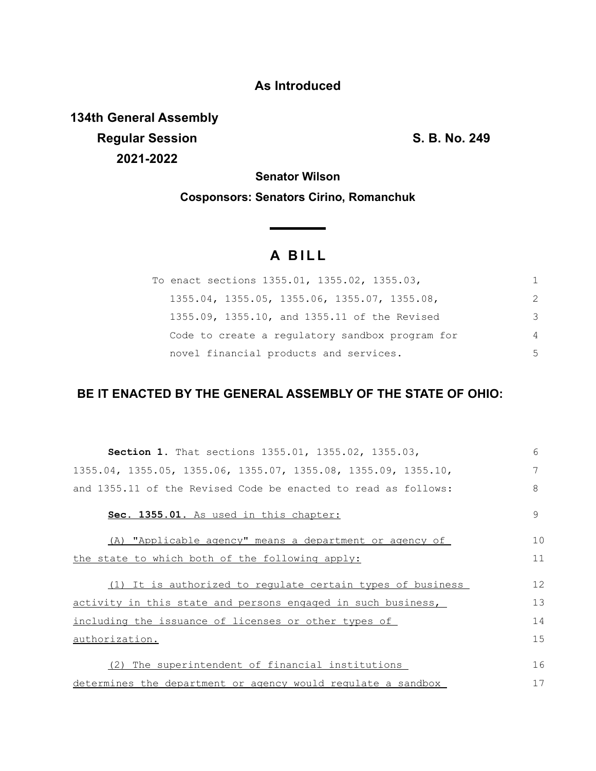**As Introduced**

**134th General Assembly**
**Regular Session** **S. B. No. 249**
**2021-2022**

**Senator Wilson**

**Cosponsors: Senators Cirino, Romanchuk**

# A BILL

To enact sections 1355.01, 1355.02, 1355.03, 1355.04, 1355.05, 1355.06, 1355.07, 1355.08, 1355.09, 1355.10, and 1355.11 of the Revised Code to create a regulatory sandbox program for novel financial products and services.

## BE IT ENACTED BY THE GENERAL ASSEMBLY OF THE STATE OF OHIO:

**Section 1.** That sections 1355.01, 1355.02, 1355.03, 1355.04, 1355.05, 1355.06, 1355.07, 1355.08, 1355.09, 1355.10, and 1355.11 of the Revised Code be enacted to read as follows:

**Sec. 1355.01.** As used in this chapter:

(A) "Applicable agency" means a department or agency of the state to which both of the following apply:

(1) It is authorized to regulate certain types of business activity in this state and persons engaged in such business, including the issuance of licenses or other types of authorization.

(2) The superintendent of financial institutions determines the department or agency would regulate a sandbox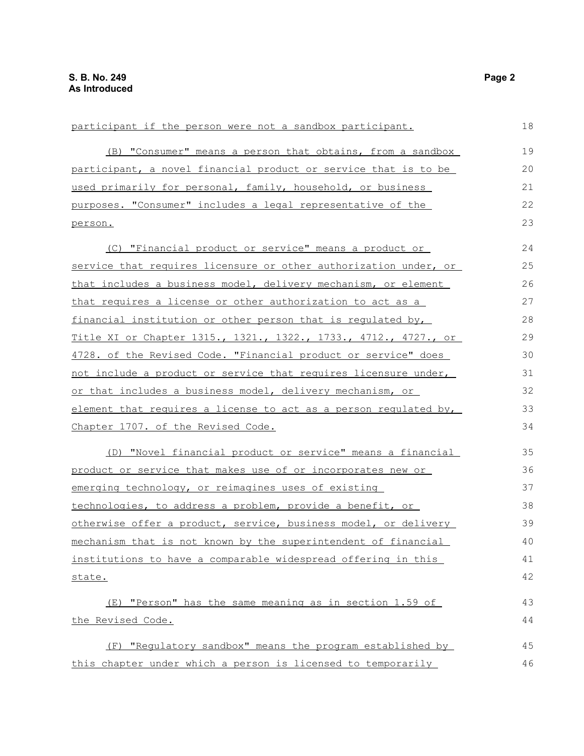participant if the person were not a sandbox participant.

(B) "Consumer" means a person that obtains, from a sandbox participant, a novel financial product or service that is to be used primarily for personal, family, household, or business purposes. "Consumer" includes a legal representative of the person.

(C) "Financial product or service" means a product or service that requires licensure or other authorization under, or that includes a business model, delivery mechanism, or element that requires a license or other authorization to act as a financial institution or other person that is regulated by, Title XI or Chapter 1315., 1321., 1322., 1733., 4712., 4727., or 4728. of the Revised Code. "Financial product or service" does not include a product or service that requires licensure under, or that includes a business model, delivery mechanism, or element that requires a license to act as a person regulated by, Chapter 1707. of the Revised Code.

(D) "Novel financial product or service" means a financial product or service that makes use of or incorporates new or emerging technology, or reimagines uses of existing technologies, to address a problem, provide a benefit, or otherwise offer a product, service, business model, or delivery mechanism that is not known by the superintendent of financial institutions to have a comparable widespread offering in this state.

(E) "Person" has the same meaning as in section 1.59 of the Revised Code.

(F) "Regulatory sandbox" means the program established by this chapter under which a person is licensed to temporarily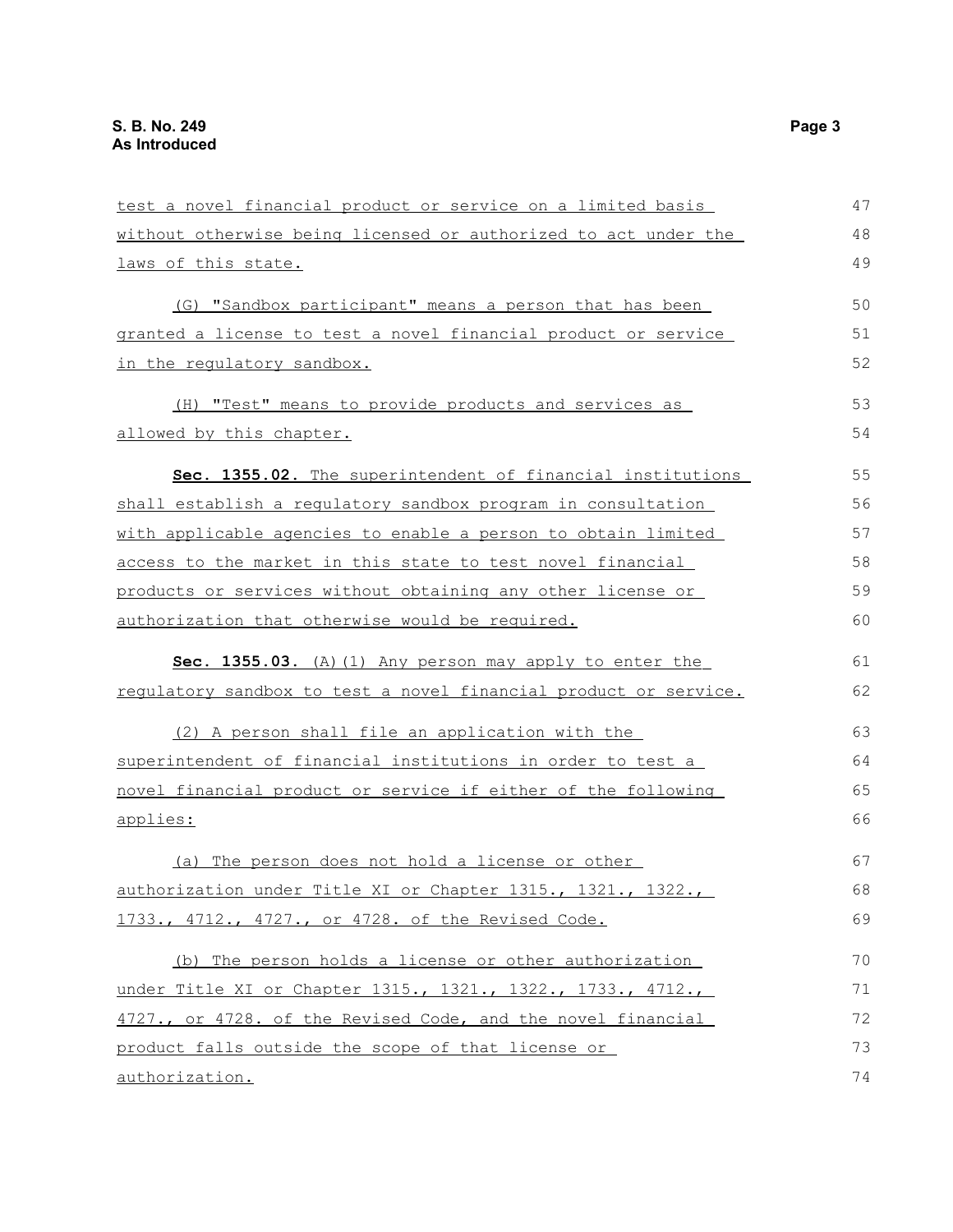test a novel financial product or service on a limited basis without otherwise being licensed or authorized to act under the laws of this state.

(G) "Sandbox participant" means a person that has been granted a license to test a novel financial product or service in the regulatory sandbox.

(H) "Test" means to provide products and services as allowed by this chapter.

**Sec. 1355.02.** The superintendent of financial institutions shall establish a regulatory sandbox program in consultation with applicable agencies to enable a person to obtain limited access to the market in this state to test novel financial products or services without obtaining any other license or authorization that otherwise would be required.

**Sec. 1355.03.** (A)(1) Any person may apply to enter the regulatory sandbox to test a novel financial product or service.

(2) A person shall file an application with the superintendent of financial institutions in order to test a novel financial product or service if either of the following applies:

(a) The person does not hold a license or other authorization under Title XI or Chapter 1315., 1321., 1322., 1733., 4712., 4727., or 4728. of the Revised Code.

(b) The person holds a license or other authorization under Title XI or Chapter 1315., 1321., 1322., 1733., 4712., 4727., or 4728. of the Revised Code, and the novel financial product falls outside the scope of that license or authorization.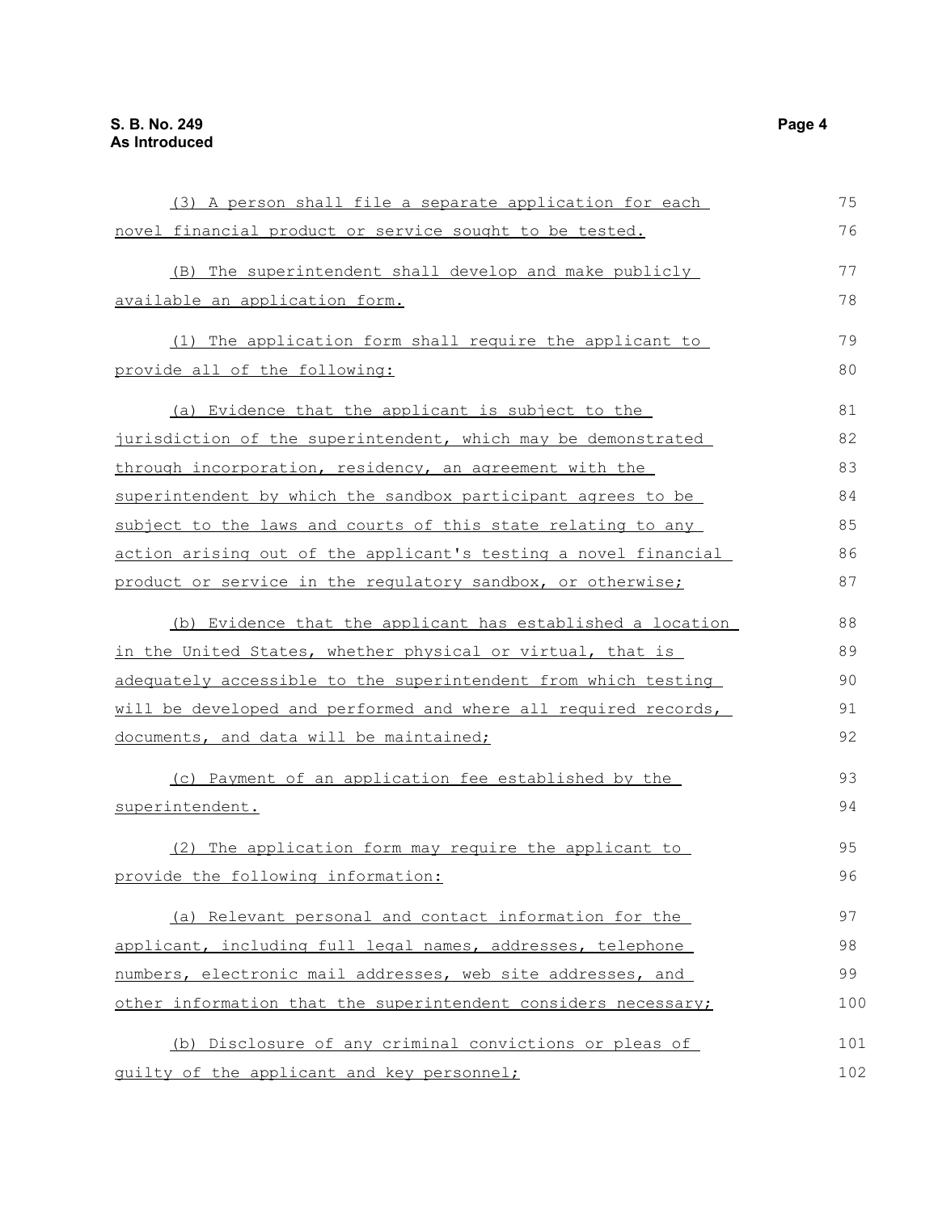(3) A person shall file a separate application for each novel financial product or service sought to be tested.

(B) The superintendent shall develop and make publicly available an application form.

(1) The application form shall require the applicant to provide all of the following:

(a) Evidence that the applicant is subject to the jurisdiction of the superintendent, which may be demonstrated through incorporation, residency, an agreement with the superintendent by which the sandbox participant agrees to be subject to the laws and courts of this state relating to any action arising out of the applicant's testing a novel financial product or service in the regulatory sandbox, or otherwise;

(b) Evidence that the applicant has established a location in the United States, whether physical or virtual, that is adequately accessible to the superintendent from which testing will be developed and performed and where all required records, documents, and data will be maintained;

(c) Payment of an application fee established by the superintendent.

(2) The application form may require the applicant to provide the following information:

(a) Relevant personal and contact information for the applicant, including full legal names, addresses, telephone numbers, electronic mail addresses, web site addresses, and other information that the superintendent considers necessary;

(b) Disclosure of any criminal convictions or pleas of guilty of the applicant and key personnel;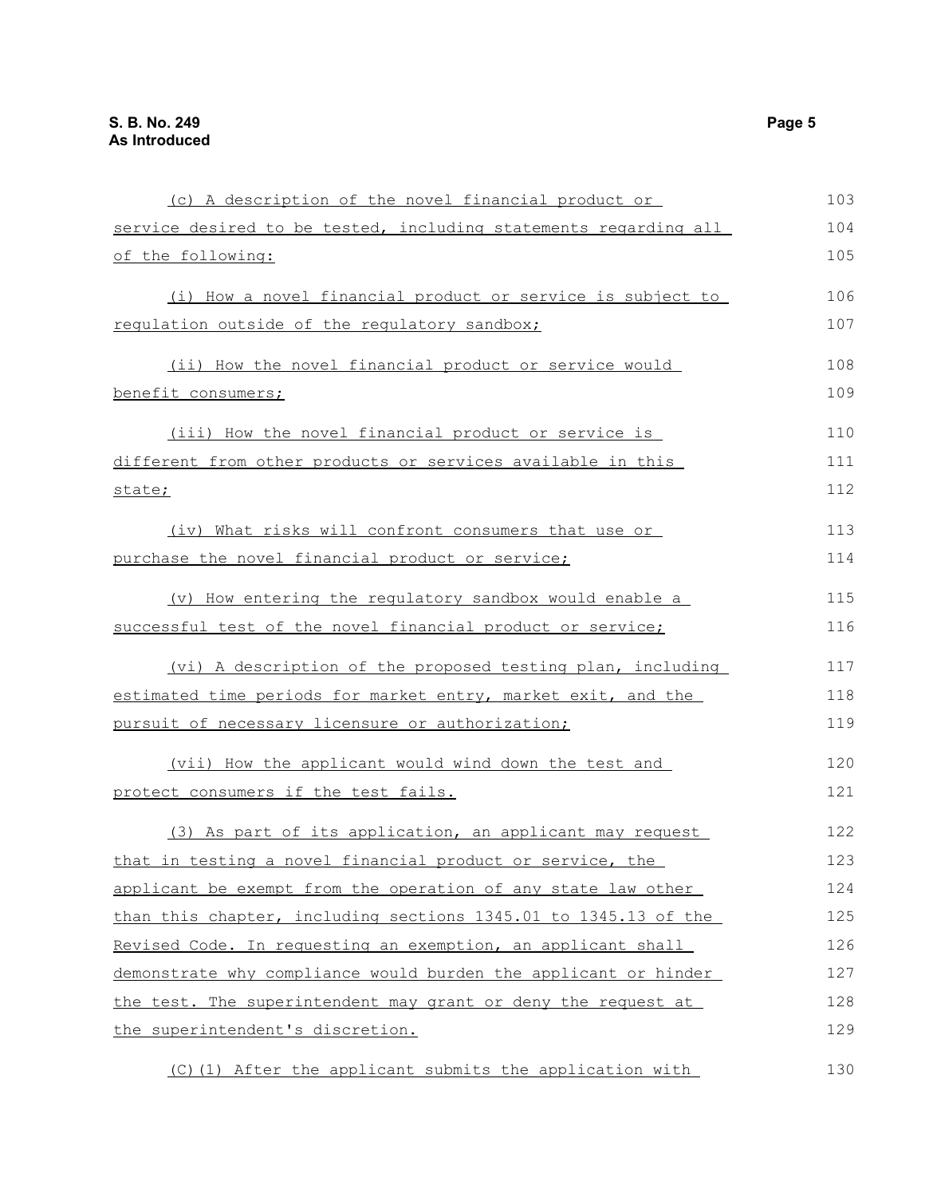(c) A description of the novel financial product or service desired to be tested, including statements regarding all of the following:

(i) How a novel financial product or service is subject to regulation outside of the regulatory sandbox;

(ii) How the novel financial product or service would benefit consumers;

(iii) How the novel financial product or service is different from other products or services available in this state;

(iv) What risks will confront consumers that use or purchase the novel financial product or service;

(v) How entering the regulatory sandbox would enable a successful test of the novel financial product or service;

(vi) A description of the proposed testing plan, including estimated time periods for market entry, market exit, and the pursuit of necessary licensure or authorization;

(vii) How the applicant would wind down the test and protect consumers if the test fails.

(3) As part of its application, an applicant may request that in testing a novel financial product or service, the applicant be exempt from the operation of any state law other than this chapter, including sections 1345.01 to 1345.13 of the Revised Code. In requesting an exemption, an applicant shall demonstrate why compliance would burden the applicant or hinder the test. The superintendent may grant or deny the request at the superintendent's discretion.

(C)(1) After the applicant submits the application with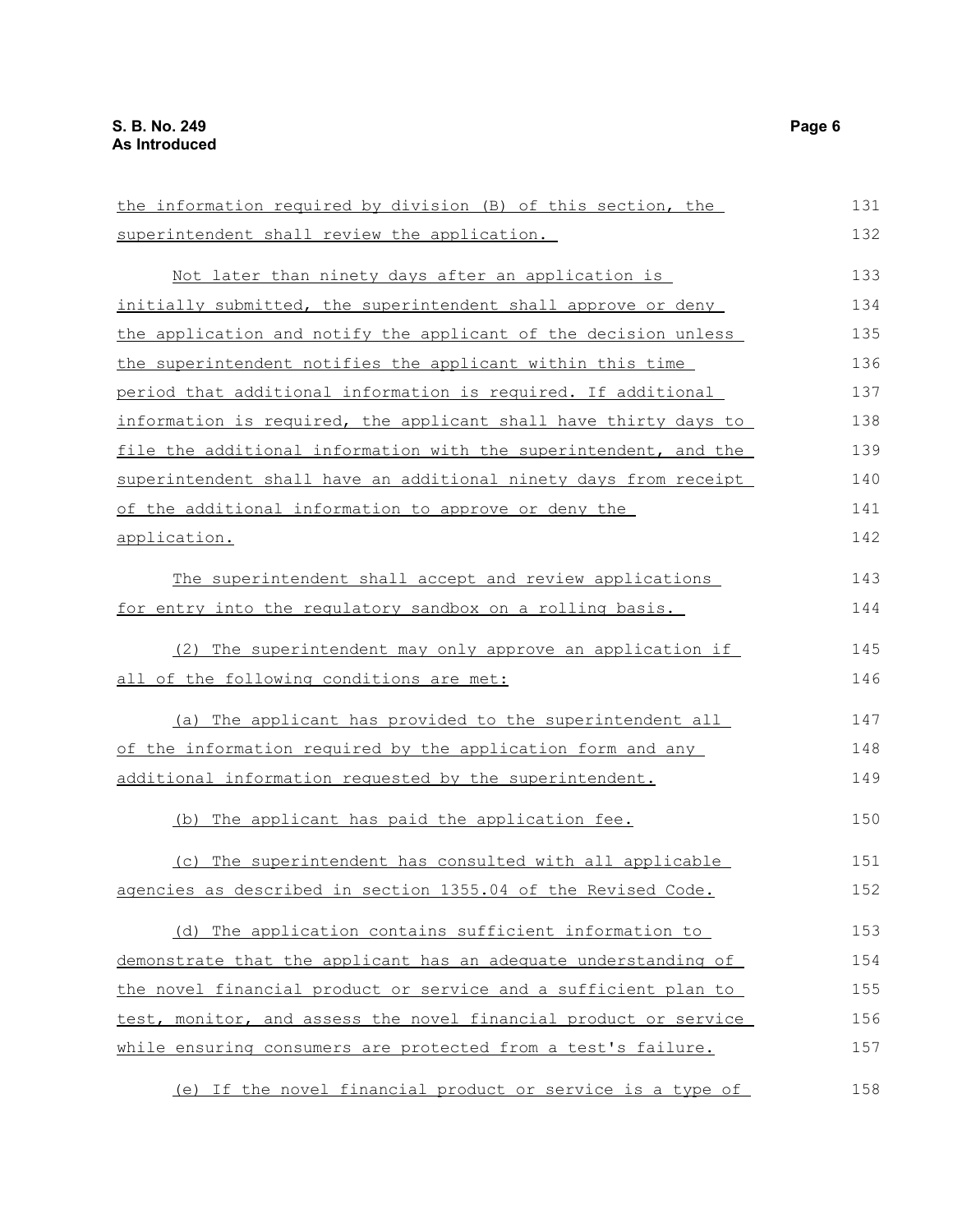the information required by division (B) of this section, the superintendent shall review the application.

Not later than ninety days after an application is initially submitted, the superintendent shall approve or deny the application and notify the applicant of the decision unless the superintendent notifies the applicant within this time period that additional information is required. If additional information is required, the applicant shall have thirty days to file the additional information with the superintendent, and the superintendent shall have an additional ninety days from receipt of the additional information to approve or deny the application.

The superintendent shall accept and review applications for entry into the regulatory sandbox on a rolling basis.

(2) The superintendent may only approve an application if all of the following conditions are met:

(a) The applicant has provided to the superintendent all of the information required by the application form and any additional information requested by the superintendent.

(b) The applicant has paid the application fee.

(c) The superintendent has consulted with all applicable agencies as described in section 1355.04 of the Revised Code.

(d) The application contains sufficient information to demonstrate that the applicant has an adequate understanding of the novel financial product or service and a sufficient plan to test, monitor, and assess the novel financial product or service while ensuring consumers are protected from a test's failure.

(e) If the novel financial product or service is a type of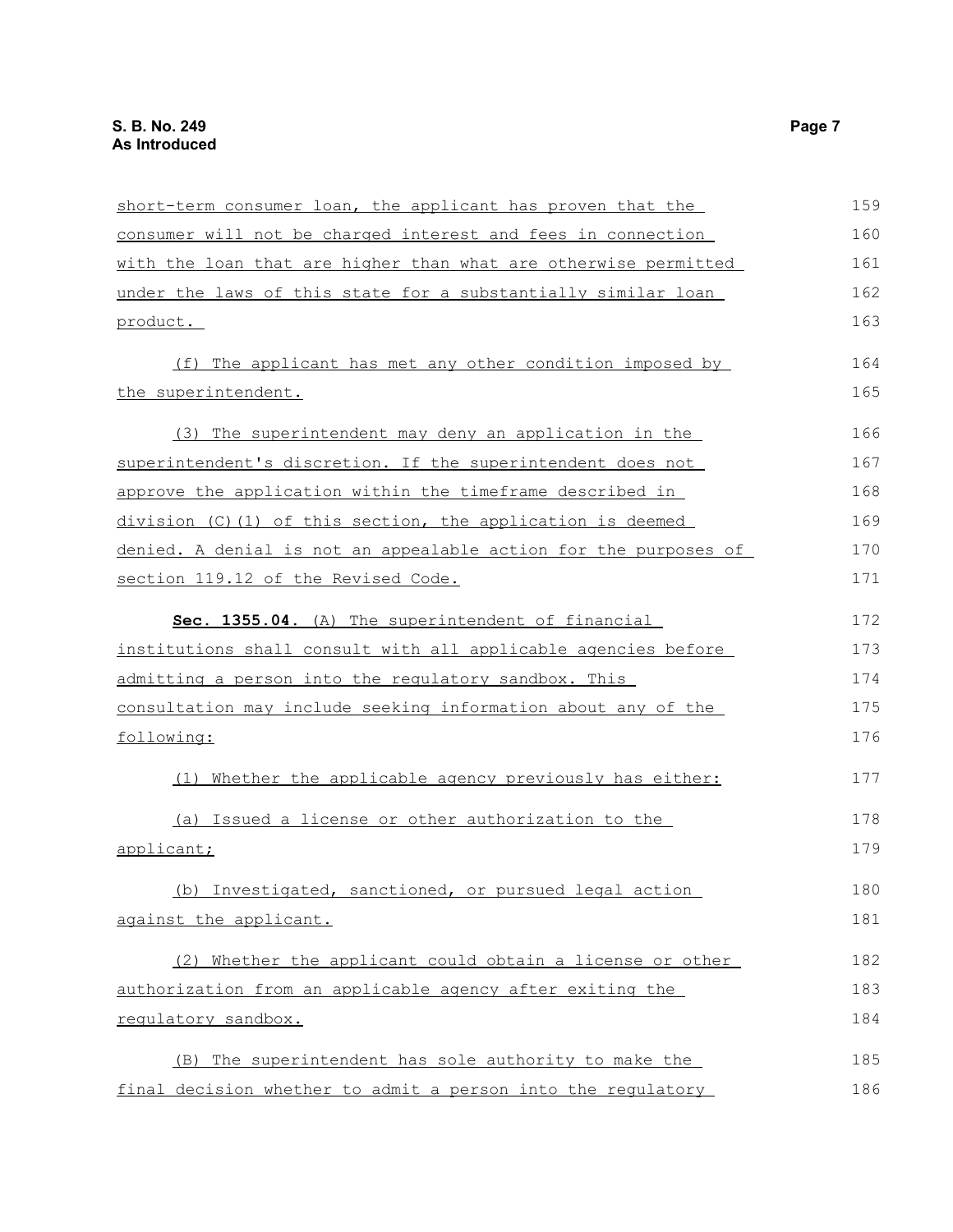short-term consumer loan, the applicant has proven that the consumer will not be charged interest and fees in connection with the loan that are higher than what are otherwise permitted under the laws of this state for a substantially similar loan product.

(f) The applicant has met any other condition imposed by the superintendent.

(3) The superintendent may deny an application in the superintendent's discretion. If the superintendent does not approve the application within the timeframe described in division (C)(1) of this section, the application is deemed denied. A denial is not an appealable action for the purposes of section 119.12 of the Revised Code.

**Sec. 1355.04.** (A) The superintendent of financial institutions shall consult with all applicable agencies before admitting a person into the regulatory sandbox. This consultation may include seeking information about any of the following:

(1) Whether the applicable agency previously has either:

(a) Issued a license or other authorization to the applicant;

(b) Investigated, sanctioned, or pursued legal action against the applicant.

(2) Whether the applicant could obtain a license or other authorization from an applicable agency after exiting the regulatory sandbox.

(B) The superintendent has sole authority to make the final decision whether to admit a person into the regulatory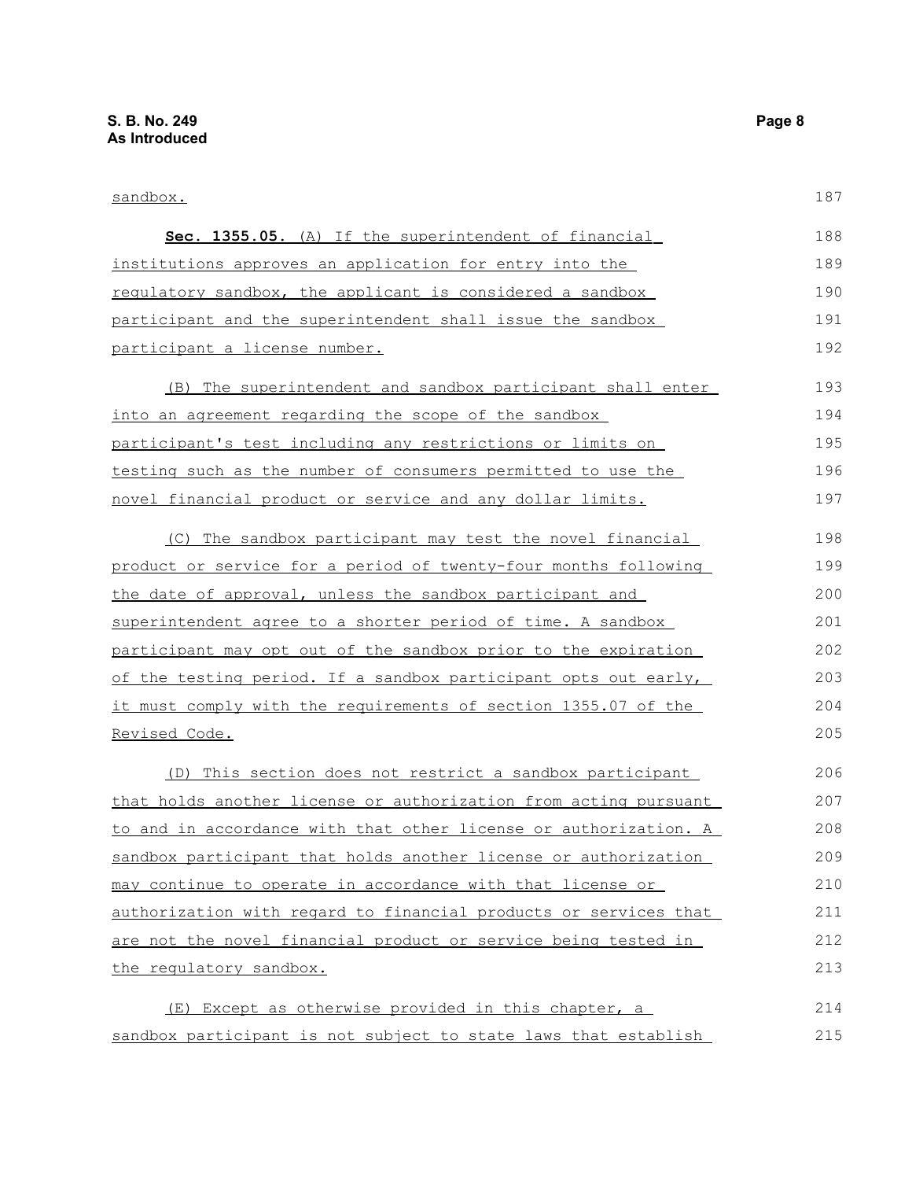sandbox.

**Sec. 1355.05.** (A) If the superintendent of financial institutions approves an application for entry into the regulatory sandbox, the applicant is considered a sandbox participant and the superintendent shall issue the sandbox participant a license number.

(B) The superintendent and sandbox participant shall enter into an agreement regarding the scope of the sandbox participant's test including any restrictions or limits on testing such as the number of consumers permitted to use the novel financial product or service and any dollar limits.

(C) The sandbox participant may test the novel financial product or service for a period of twenty-four months following the date of approval, unless the sandbox participant and superintendent agree to a shorter period of time. A sandbox participant may opt out of the sandbox prior to the expiration of the testing period. If a sandbox participant opts out early, it must comply with the requirements of section 1355.07 of the Revised Code.

(D) This section does not restrict a sandbox participant that holds another license or authorization from acting pursuant to and in accordance with that other license or authorization. A sandbox participant that holds another license or authorization may continue to operate in accordance with that license or authorization with regard to financial products or services that are not the novel financial product or service being tested in the regulatory sandbox.

(E) Except as otherwise provided in this chapter, a sandbox participant is not subject to state laws that establish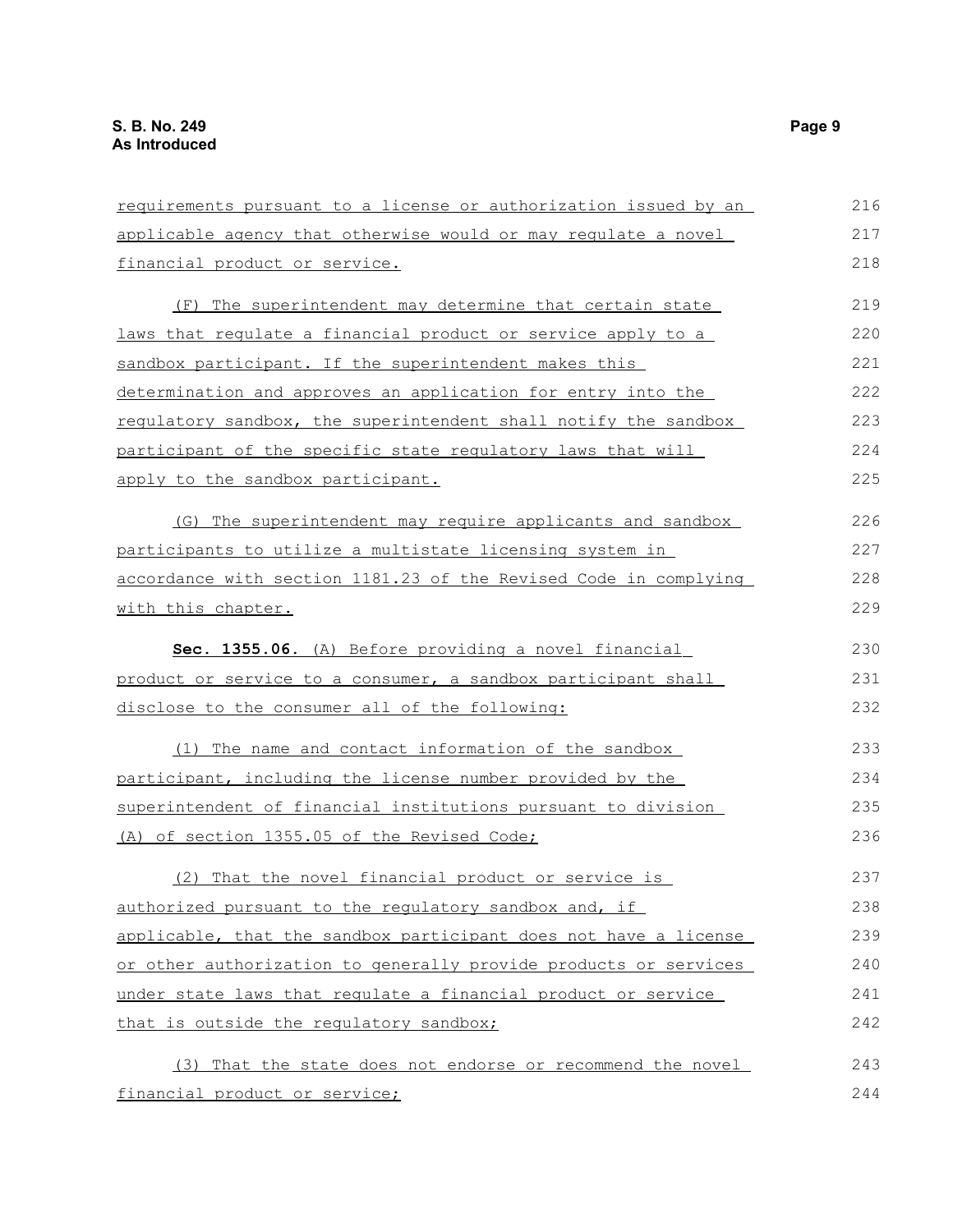requirements pursuant to a license or authorization issued by an applicable agency that otherwise would or may regulate a novel financial product or service.

(F) The superintendent may determine that certain state laws that regulate a financial product or service apply to a sandbox participant. If the superintendent makes this determination and approves an application for entry into the regulatory sandbox, the superintendent shall notify the sandbox participant of the specific state regulatory laws that will apply to the sandbox participant.

(G) The superintendent may require applicants and sandbox participants to utilize a multistate licensing system in accordance with section 1181.23 of the Revised Code in complying with this chapter.

**Sec. 1355.06.** (A) Before providing a novel financial product or service to a consumer, a sandbox participant shall disclose to the consumer all of the following:

(1) The name and contact information of the sandbox participant, including the license number provided by the superintendent of financial institutions pursuant to division (A) of section 1355.05 of the Revised Code;

(2) That the novel financial product or service is authorized pursuant to the regulatory sandbox and, if applicable, that the sandbox participant does not have a license or other authorization to generally provide products or services under state laws that regulate a financial product or service that is outside the regulatory sandbox;

(3) That the state does not endorse or recommend the novel financial product or service;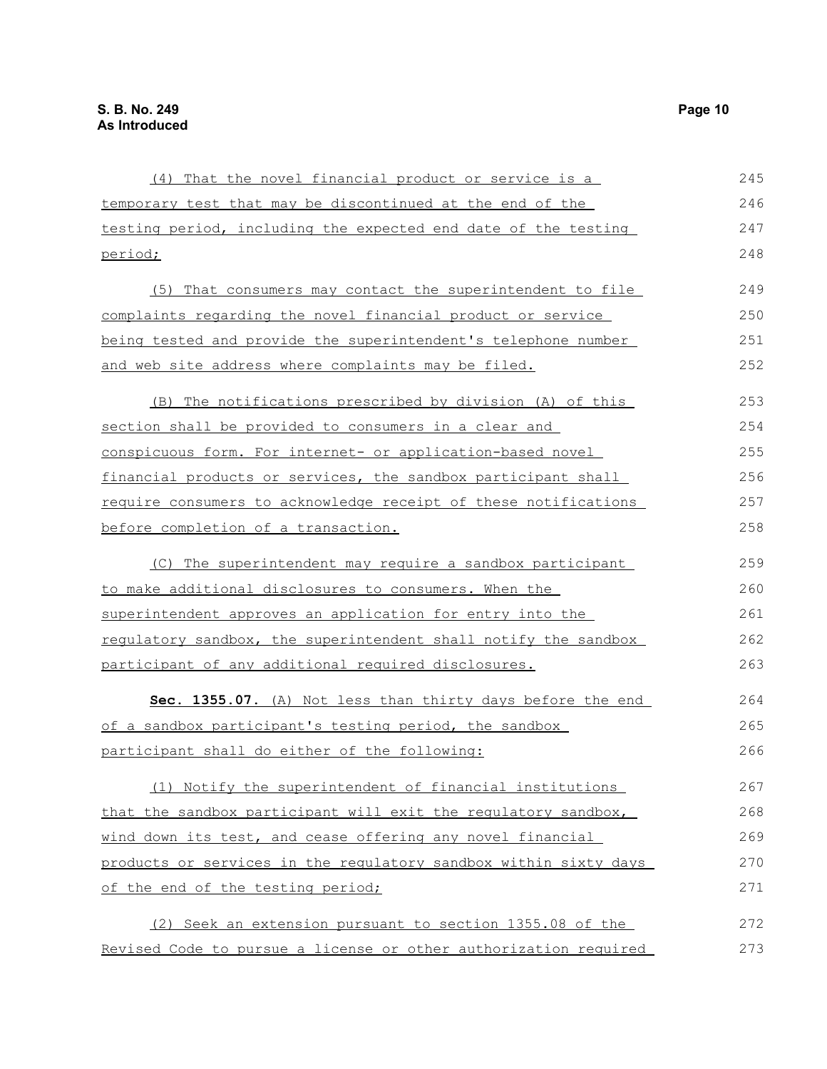(4) That the novel financial product or service is a temporary test that may be discontinued at the end of the testing period, including the expected end date of the testing period;

(5) That consumers may contact the superintendent to file complaints regarding the novel financial product or service being tested and provide the superintendent's telephone number and web site address where complaints may be filed.

(B) The notifications prescribed by division (A) of this section shall be provided to consumers in a clear and conspicuous form. For internet- or application-based novel financial products or services, the sandbox participant shall require consumers to acknowledge receipt of these notifications before completion of a transaction.

(C) The superintendent may require a sandbox participant to make additional disclosures to consumers. When the superintendent approves an application for entry into the regulatory sandbox, the superintendent shall notify the sandbox participant of any additional required disclosures.

**Sec. 1355.07.** (A) Not less than thirty days before the end of a sandbox participant's testing period, the sandbox participant shall do either of the following:

(1) Notify the superintendent of financial institutions that the sandbox participant will exit the regulatory sandbox, wind down its test, and cease offering any novel financial products or services in the regulatory sandbox within sixty days of the end of the testing period;

(2) Seek an extension pursuant to section 1355.08 of the Revised Code to pursue a license or other authorization required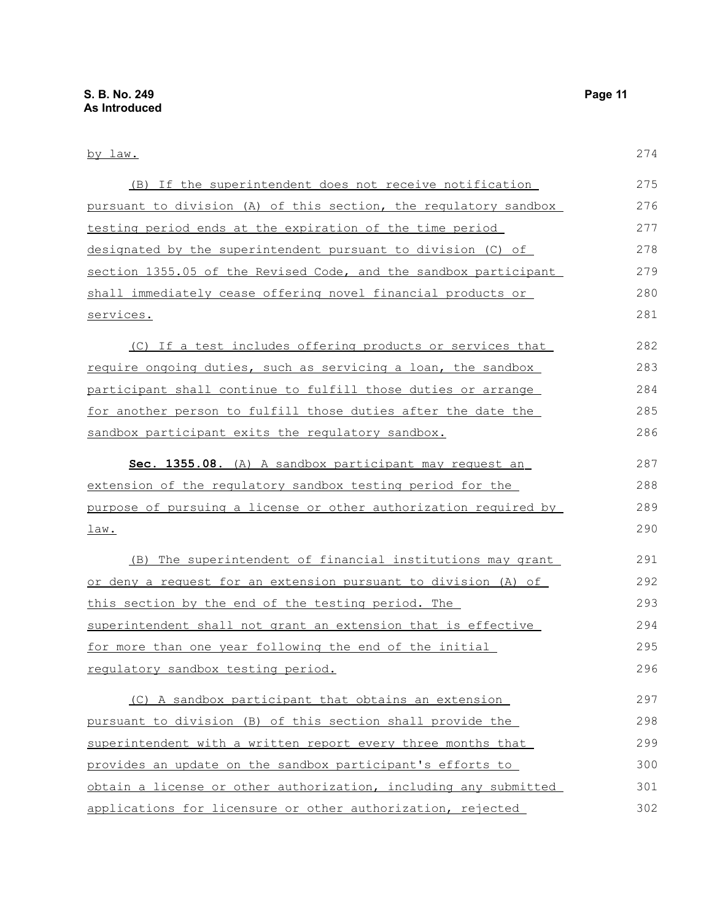by law.

(B) If the superintendent does not receive notification pursuant to division (A) of this section, the regulatory sandbox testing period ends at the expiration of the time period designated by the superintendent pursuant to division (C) of section 1355.05 of the Revised Code, and the sandbox participant shall immediately cease offering novel financial products or services.

(C) If a test includes offering products or services that require ongoing duties, such as servicing a loan, the sandbox participant shall continue to fulfill those duties or arrange for another person to fulfill those duties after the date the sandbox participant exits the regulatory sandbox.

**Sec. 1355.08.** (A) A sandbox participant may request an extension of the regulatory sandbox testing period for the purpose of pursuing a license or other authorization required by law.

(B) The superintendent of financial institutions may grant or deny a request for an extension pursuant to division (A) of this section by the end of the testing period. The superintendent shall not grant an extension that is effective for more than one year following the end of the initial regulatory sandbox testing period.

(C) A sandbox participant that obtains an extension pursuant to division (B) of this section shall provide the superintendent with a written report every three months that provides an update on the sandbox participant's efforts to obtain a license or other authorization, including any submitted applications for licensure or other authorization, rejected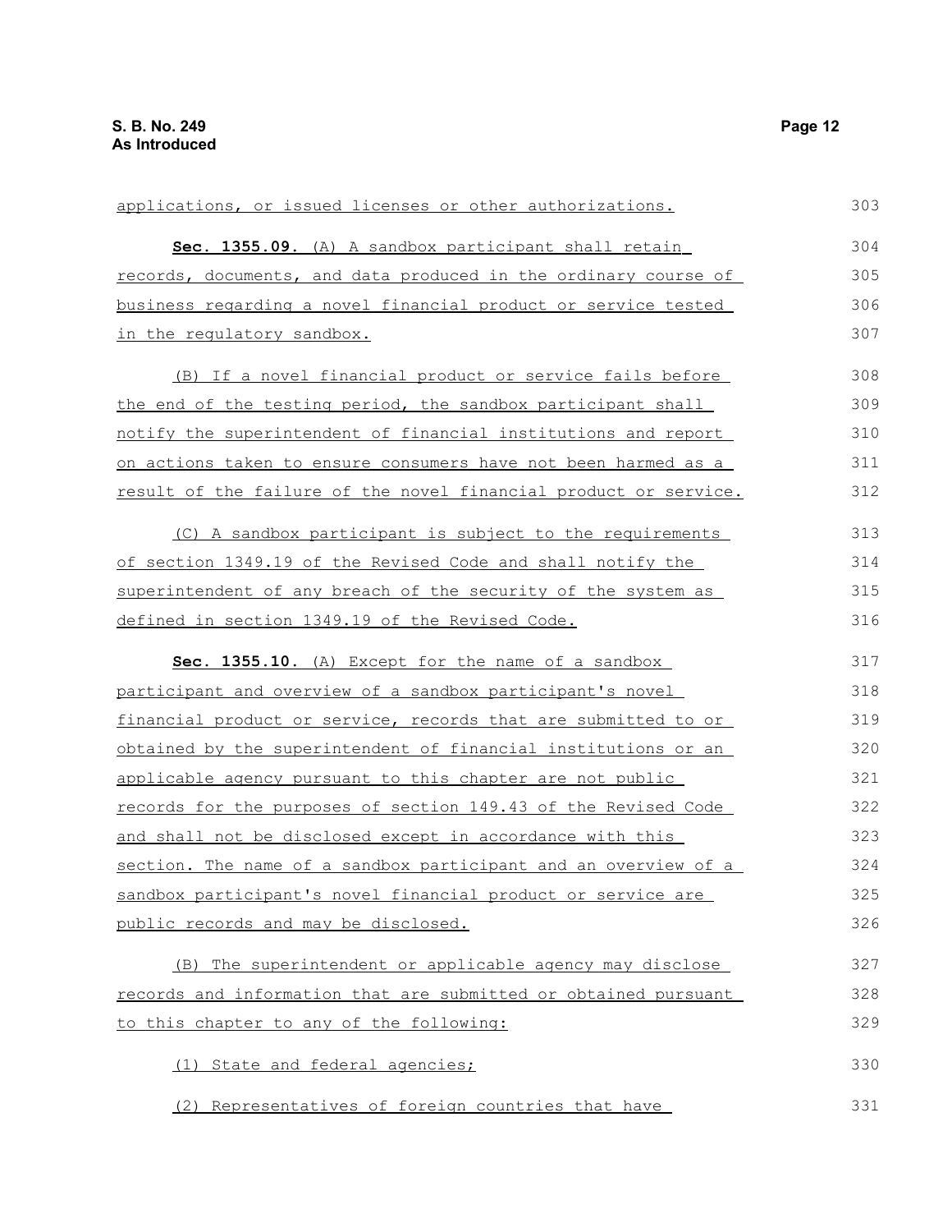applications, or issued licenses or other authorizations.

**Sec. 1355.09.** (A) A sandbox participant shall retain records, documents, and data produced in the ordinary course of business regarding a novel financial product or service tested in the regulatory sandbox.

(B) If a novel financial product or service fails before the end of the testing period, the sandbox participant shall notify the superintendent of financial institutions and report on actions taken to ensure consumers have not been harmed as a result of the failure of the novel financial product or service.

(C) A sandbox participant is subject to the requirements of section 1349.19 of the Revised Code and shall notify the superintendent of any breach of the security of the system as defined in section 1349.19 of the Revised Code.

**Sec. 1355.10.** (A) Except for the name of a sandbox participant and overview of a sandbox participant's novel financial product or service, records that are submitted to or obtained by the superintendent of financial institutions or an applicable agency pursuant to this chapter are not public records for the purposes of section 149.43 of the Revised Code and shall not be disclosed except in accordance with this section. The name of a sandbox participant and an overview of a sandbox participant's novel financial product or service are public records and may be disclosed.

(B) The superintendent or applicable agency may disclose records and information that are submitted or obtained pursuant to this chapter to any of the following:

(1) State and federal agencies;

(2) Representatives of foreign countries that have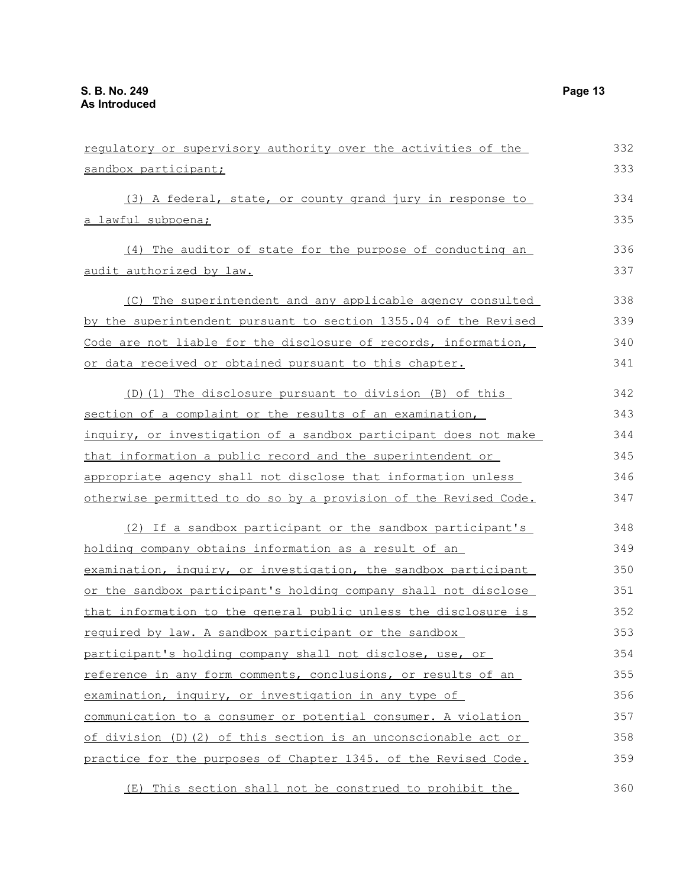regulatory or supervisory authority over the activities of the sandbox participant;

(3) A federal, state, or county grand jury in response to a lawful subpoena;

(4) The auditor of state for the purpose of conducting an audit authorized by law.

(C) The superintendent and any applicable agency consulted by the superintendent pursuant to section 1355.04 of the Revised Code are not liable for the disclosure of records, information, or data received or obtained pursuant to this chapter.

(D)(1) The disclosure pursuant to division (B) of this section of a complaint or the results of an examination, inquiry, or investigation of a sandbox participant does not make that information a public record and the superintendent or appropriate agency shall not disclose that information unless otherwise permitted to do so by a provision of the Revised Code.

(2) If a sandbox participant or the sandbox participant's holding company obtains information as a result of an examination, inquiry, or investigation, the sandbox participant or the sandbox participant's holding company shall not disclose that information to the general public unless the disclosure is required by law. A sandbox participant or the sandbox participant's holding company shall not disclose, use, or reference in any form comments, conclusions, or results of an examination, inquiry, or investigation in any type of communication to a consumer or potential consumer. A violation of division (D)(2) of this section is an unconscionable act or practice for the purposes of Chapter 1345. of the Revised Code.

(E) This section shall not be construed to prohibit the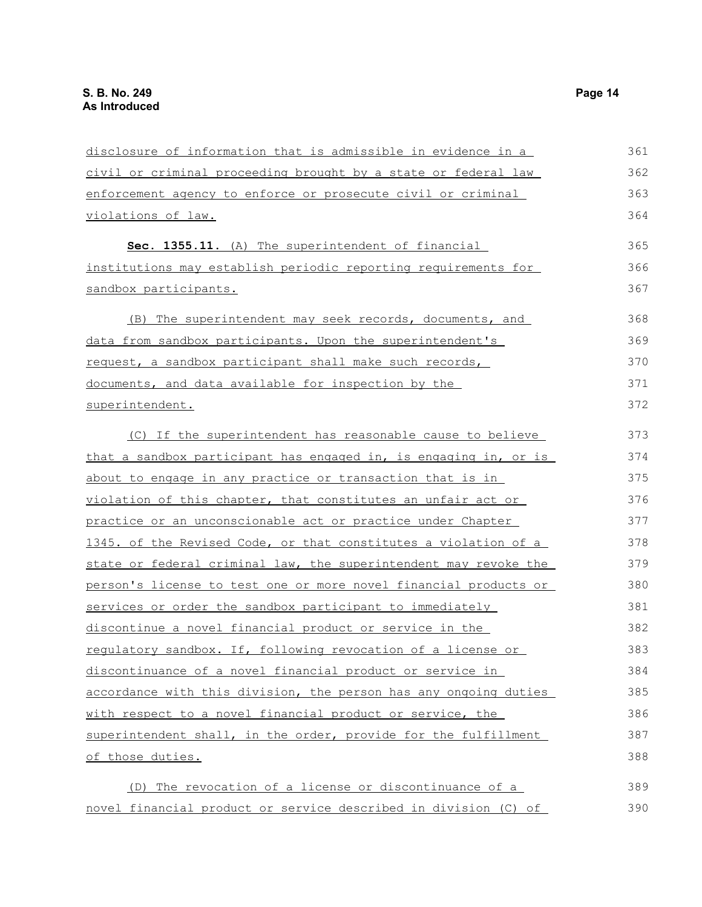disclosure of information that is admissible in evidence in a civil or criminal proceeding brought by a state or federal law enforcement agency to enforce or prosecute civil or criminal violations of law.

**Sec. 1355.11.** (A) The superintendent of financial institutions may establish periodic reporting requirements for sandbox participants.

(B) The superintendent may seek records, documents, and data from sandbox participants. Upon the superintendent's request, a sandbox participant shall make such records, documents, and data available for inspection by the superintendent.

(C) If the superintendent has reasonable cause to believe that a sandbox participant has engaged in, is engaging in, or is about to engage in any practice or transaction that is in violation of this chapter, that constitutes an unfair act or practice or an unconscionable act or practice under Chapter 1345. of the Revised Code, or that constitutes a violation of a state or federal criminal law, the superintendent may revoke the person's license to test one or more novel financial products or services or order the sandbox participant to immediately discontinue a novel financial product or service in the regulatory sandbox. If, following revocation of a license or discontinuance of a novel financial product or service in accordance with this division, the person has any ongoing duties with respect to a novel financial product or service, the superintendent shall, in the order, provide for the fulfillment of those duties.

(D) The revocation of a license or discontinuance of a novel financial product or service described in division (C) of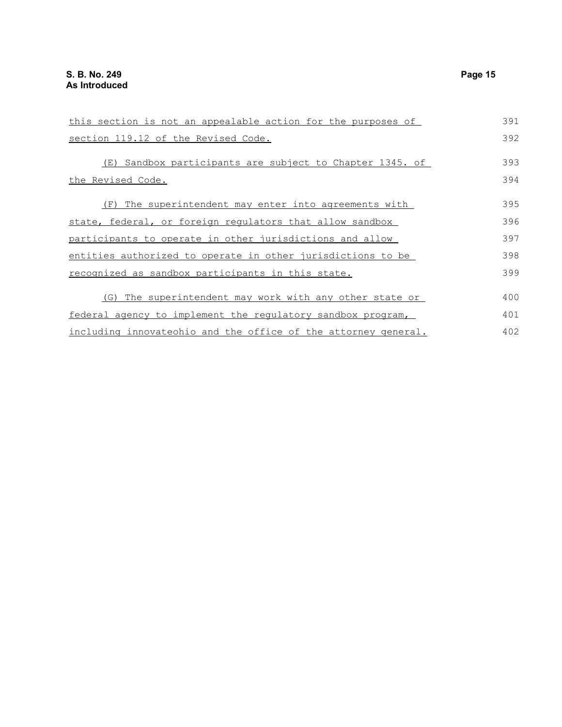this section is not an appealable action for the purposes of section 119.12 of the Revised Code.

(E) Sandbox participants are subject to Chapter 1345. of the Revised Code.

(F) The superintendent may enter into agreements with state, federal, or foreign regulators that allow sandbox participants to operate in other jurisdictions and allow entities authorized to operate in other jurisdictions to be recognized as sandbox participants in this state.

(G) The superintendent may work with any other state or federal agency to implement the regulatory sandbox program, including innovateohio and the office of the attorney general.